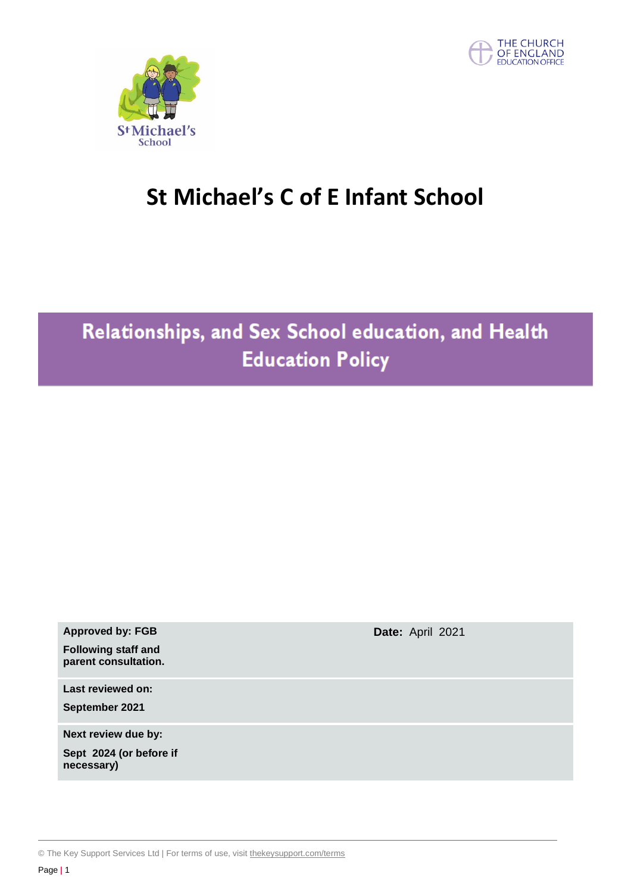# St Michael's C of E Infant School

## Relationships, and Sex School education, and Health Education Policy

| | |
|---|---|
| **Approved by: FGB** **Following staff and parent consultation.** | **Date:** April 2021 |
| **Last reviewed on:** **September 2021** | |
| **Next review due by:** **Sept 2024 (or before if necessary)** | |

© The Key Support Services Ltd | For terms of use, visit thekeysupport.com/terms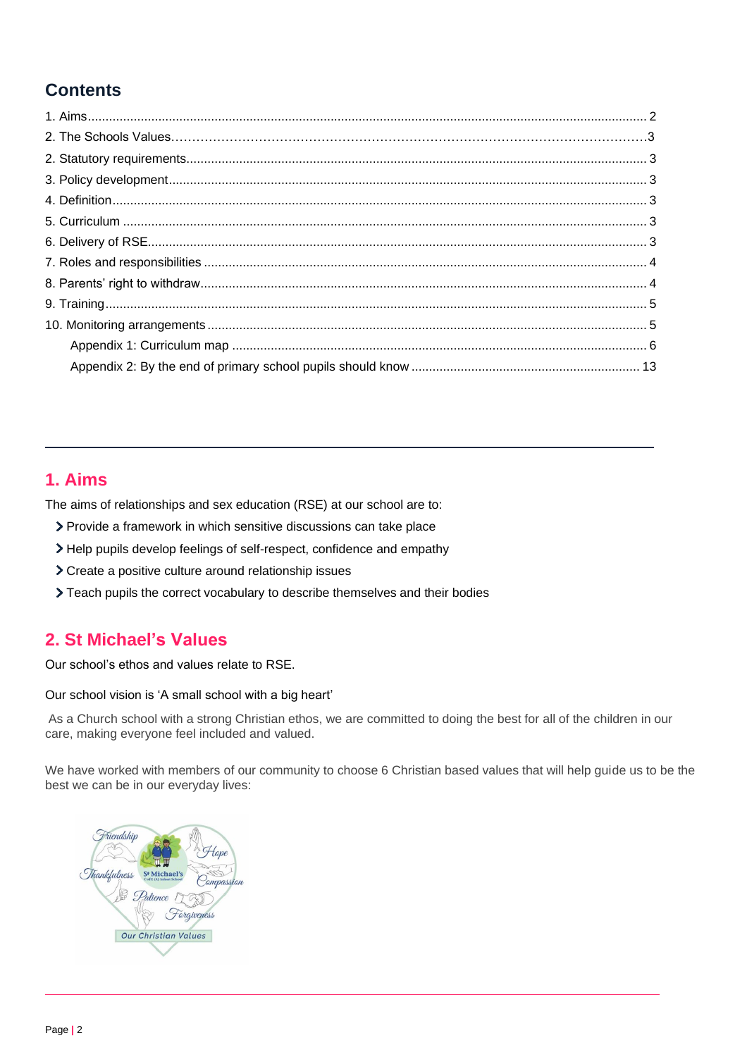## Contents

1. Aims.............................................................................................................................................. 2
2. The Schools Values……………………………………………………………………………………3
2. Statutory requirements.................................................................................................................. 3
3. Policy development....................................................................................................................... 3
4. Definition....................................................................................................................................... 3
5. Curriculum .................................................................................................................................... 3
6. Delivery of RSE............................................................................................................................. 3
7. Roles and responsibilities ............................................................................................................. 4
8. Parents' right to withdraw.............................................................................................................. 4
9. Training......................................................................................................................................... 5
10. Monitoring arrangements ............................................................................................................ 5
    Appendix 1: Curriculum map ........................................................................................................ 6
    Appendix 2: By the end of primary school pupils should know ................................................. 13

## 1. Aims

The aims of relationships and sex education (RSE) at our school are to:

- Provide a framework in which sensitive discussions can take place
- Help pupils develop feelings of self-respect, confidence and empathy
- Create a positive culture around relationship issues
- Teach pupils the correct vocabulary to describe themselves and their bodies

## 2. St Michael's Values

Our school's ethos and values relate to RSE.

Our school vision is 'A small school with a big heart'

As a Church school with a strong Christian ethos, we are committed to doing the best for all of the children in our care, making everyone feel included and valued.

We have worked with members of our community to choose 6 Christian based values that will help guide us to be the best we can be in our everyday lives:

Friendship, Hope, Thankfulness, Compassion, Patience, Forgiveness

Our Christian Values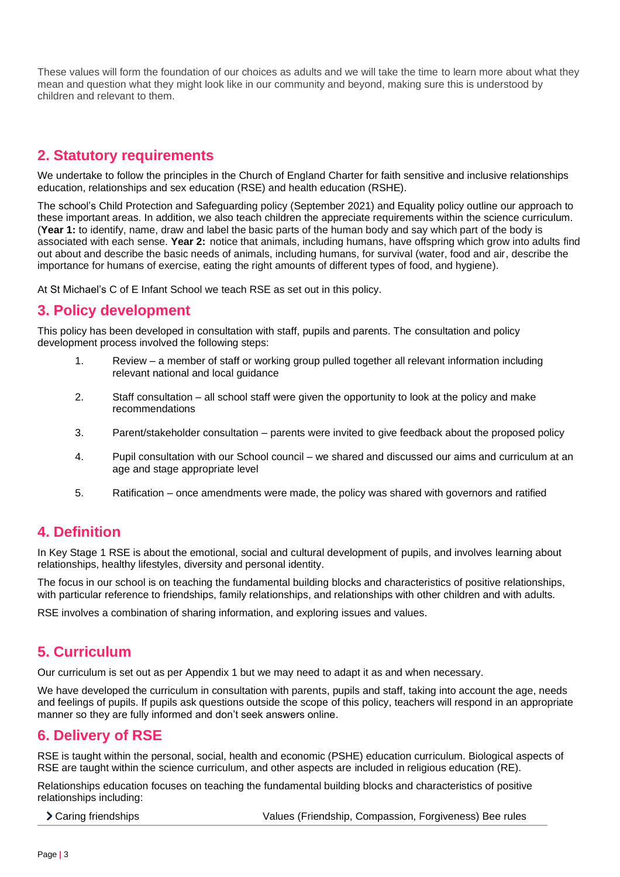These values will form the foundation of our choices as adults and we will take the time to learn more about what they mean and question what they might look like in our community and beyond, making sure this is understood by children and relevant to them.

## 2. Statutory requirements

We undertake to follow the principles in the Church of England Charter for faith sensitive and inclusive relationships education, relationships and sex education (RSE) and health education (RSHE).

The school's Child Protection and Safeguarding policy (September 2021) and Equality policy outline our approach to these important areas. In addition, we also teach children the appreciate requirements within the science curriculum. (**Year 1:** to identify, name, draw and label the basic parts of the human body and say which part of the body is associated with each sense. **Year 2:** notice that animals, including humans, have offspring which grow into adults find out about and describe the basic needs of animals, including humans, for survival (water, food and air, describe the importance for humans of exercise, eating the right amounts of different types of food, and hygiene).

At St Michael's C of E Infant School we teach RSE as set out in this policy.

## 3. Policy development

This policy has been developed in consultation with staff, pupils and parents. The consultation and policy development process involved the following steps:

1. Review – a member of staff or working group pulled together all relevant information including relevant national and local guidance
2. Staff consultation – all school staff were given the opportunity to look at the policy and make recommendations
3. Parent/stakeholder consultation – parents were invited to give feedback about the proposed policy
4. Pupil consultation with our School council – we shared and discussed our aims and curriculum at an age and stage appropriate level
5. Ratification – once amendments were made, the policy was shared with governors and ratified

## 4. Definition

In Key Stage 1 RSE is about the emotional, social and cultural development of pupils, and involves learning about relationships, healthy lifestyles, diversity and personal identity.

The focus in our school is on teaching the fundamental building blocks and characteristics of positive relationships, with particular reference to friendships, family relationships, and relationships with other children and with adults.

RSE involves a combination of sharing information, and exploring issues and values.

## 5. Curriculum

Our curriculum is set out as per Appendix 1 but we may need to adapt it as and when necessary.

We have developed the curriculum in consultation with parents, pupils and staff, taking into account the age, needs and feelings of pupils. If pupils ask questions outside the scope of this policy, teachers will respond in an appropriate manner so they are fully informed and don't seek answers online.

## 6. Delivery of RSE

RSE is taught within the personal, social, health and economic (PSHE) education curriculum. Biological aspects of RSE are taught within the science curriculum, and other aspects are included in religious education (RE).

Relationships education focuses on teaching the fundamental building blocks and characteristics of positive relationships including:

| | |
|---|---|
| Caring friendships | Values (Friendship, Compassion, Forgiveness) Bee rules |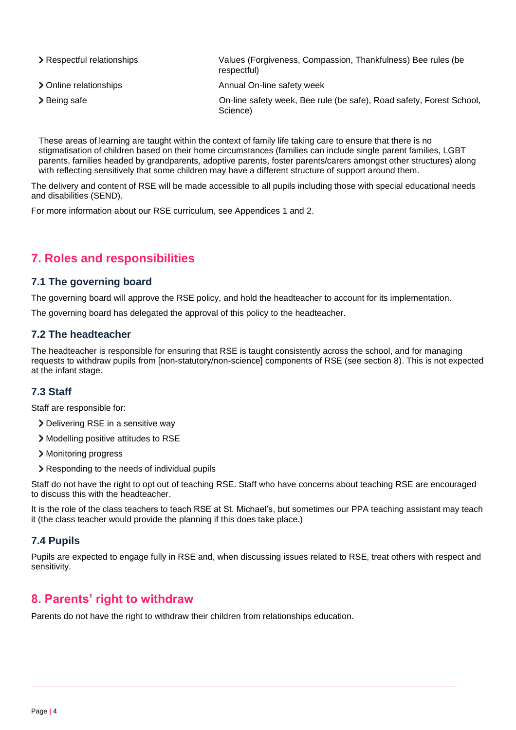| | |
|---|---|
| Respectful relationships | Values (Forgiveness, Compassion, Thankfulness) Bee rules (be respectful) |
| Online relationships | Annual On-line safety week |
| Being safe | On-line safety week, Bee rule (be safe), Road safety, Forest School, Science) |

These areas of learning are taught within the context of family life taking care to ensure that there is no stigmatisation of children based on their home circumstances (families can include single parent families, LGBT parents, families headed by grandparents, adoptive parents, foster parents/carers amongst other structures) along with reflecting sensitively that some children may have a different structure of support around them.

The delivery and content of RSE will be made accessible to all pupils including those with special educational needs and disabilities (SEND).

For more information about our RSE curriculum, see Appendices 1 and 2.

## 7. Roles and responsibilities

### 7.1 The governing board

The governing board will approve the RSE policy, and hold the headteacher to account for its implementation.

The governing board has delegated the approval of this policy to the headteacher.

### 7.2 The headteacher

The headteacher is responsible for ensuring that RSE is taught consistently across the school, and for managing requests to withdraw pupils from [non-statutory/non-science] components of RSE (see section 8). This is not expected at the infant stage.

### 7.3 Staff

Staff are responsible for:

- Delivering RSE in a sensitive way
- Modelling positive attitudes to RSE
- Monitoring progress
- Responding to the needs of individual pupils

Staff do not have the right to opt out of teaching RSE. Staff who have concerns about teaching RSE are encouraged to discuss this with the headteacher.

It is the role of the class teachers to teach RSE at St. Michael's, but sometimes our PPA teaching assistant may teach it (the class teacher would provide the planning if this does take place.)

### 7.4 Pupils

Pupils are expected to engage fully in RSE and, when discussing issues related to RSE, treat others with respect and sensitivity.

## 8. Parents' right to withdraw

Parents do not have the right to withdraw their children from relationships education.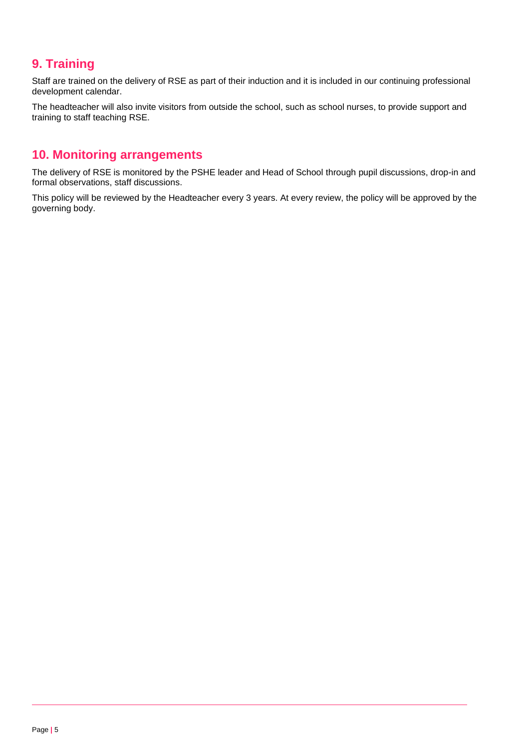## 9. Training

Staff are trained on the delivery of RSE as part of their induction and it is included in our continuing professional development calendar.

The headteacher will also invite visitors from outside the school, such as school nurses, to provide support and training to staff teaching RSE.

## 10. Monitoring arrangements

The delivery of RSE is monitored by the PSHE leader and Head of School through pupil discussions, drop-in and formal observations, staff discussions.

This policy will be reviewed by the Headteacher every 3 years. At every review, the policy will be approved by the governing body.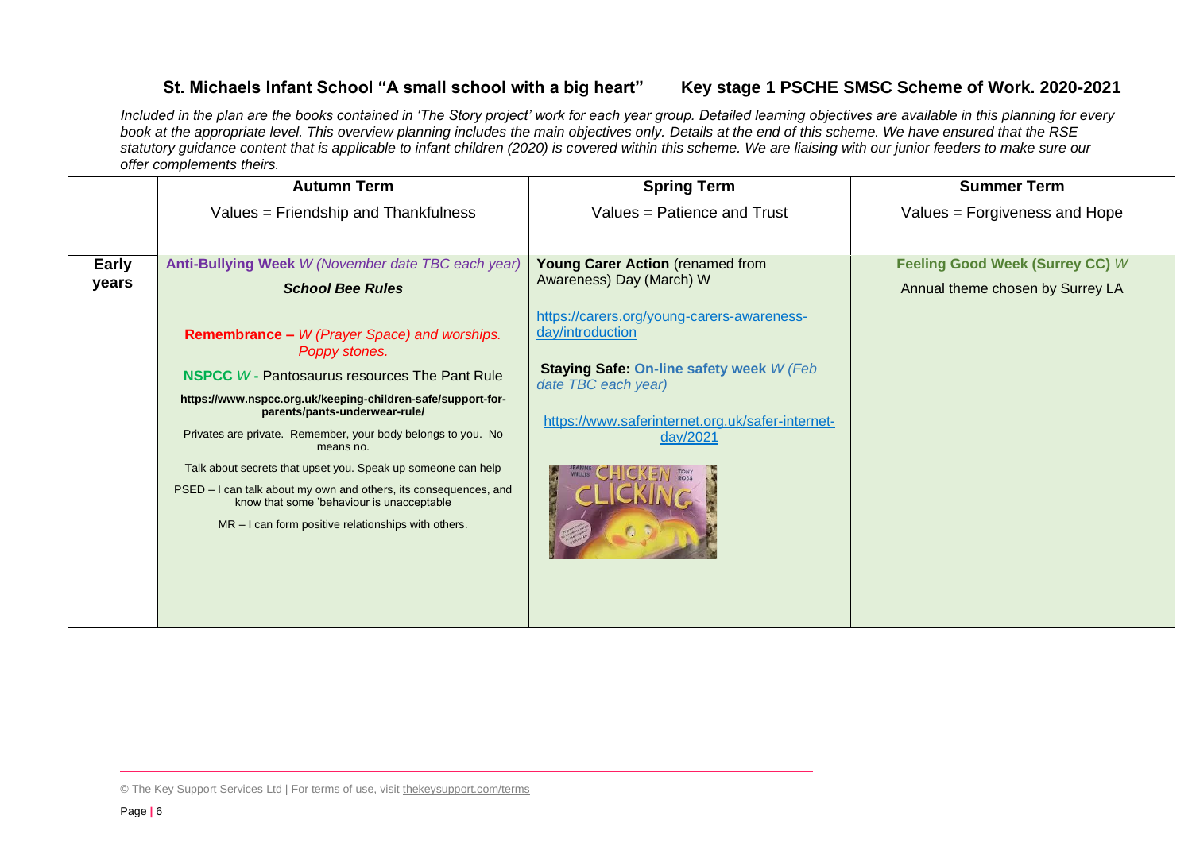## St. Michaels Infant School "A small school with a big heart"  Key stage 1 PSCHE SMSC Scheme of Work. 2020-2021

*Included in the plan are the books contained in 'The Story project' work for each year group. Detailed learning objectives are available in this planning for every book at the appropriate level. This overview planning includes the main objectives only. Details at the end of this scheme. We have ensured that the RSE statutory guidance content that is applicable to infant children (2020) is covered within this scheme. We are liaising with our junior feeders to make sure our offer complements theirs.*

| | **Autumn Term**<br>Values = Friendship and Thankfulness | **Spring Term**<br>Values = Patience and Trust | **Summer Term**<br>Values = Forgiveness and Hope |
|---|---|---|---|
| **Early years** | **Anti-Bullying Week** *W (November date TBC each year)*<br>***School Bee Rules***<br>**Remembrance –** *W (Prayer Space) and worships. Poppy stones.*<br>**NSPCC** *W* - Pantosaurus resources The Pant Rule<br>**https://www.nspcc.org.uk/keeping-children-safe/support-for-parents/pants-underwear-rule/**<br>Privates are private. Remember, your body belongs to you. No means no.<br>Talk about secrets that upset you. Speak up someone can help<br>PSED – I can talk about my own and others, its consequences, and know that some 'behaviour is unacceptable<br>MR – I can form positive relationships with others. | **Young Carer Action** (renamed from Awareness) Day (March) W<br>https://carers.org/young-carers-awareness-day/introduction<br>**Staying Safe: On-line safety week** *W (Feb date TBC each year)*<br>https://www.saferinternet.org.uk/safer-internet-day/2021<br>Chicken Clicking – Jeanne Willis, Tony Ross | **Feeling Good Week (Surrey CC)** *W*<br>Annual theme chosen by Surrey LA |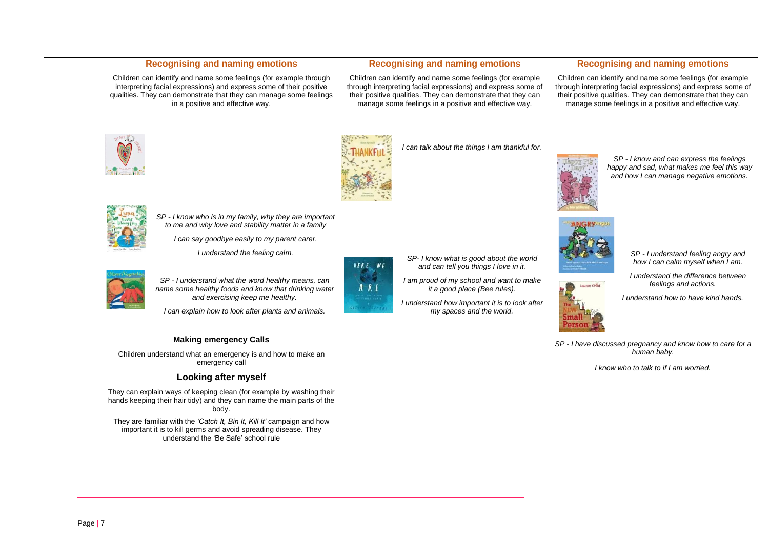| | Recognising and naming emotions | Recognising and naming emotions | Recognising and naming emotions |
|---|---|---|---|
| | Children can identify and name some feelings (for example through interpreting facial expressions) and express some of their positive qualities. They can demonstrate that they can manage some feelings in a positive and effective way. | Children can identify and name some feelings (for example through interpreting facial expressions) and express some of their positive qualities. They can demonstrate that they can manage some feelings in a positive and effective way. | Children can identify and name some feelings (for example through interpreting facial expressions) and express some of their positive qualities. They can demonstrate that they can manage some feelings in a positive and effective way. |
| | *SP - I know who is in my family, why they are important to me and why love and stability matter in a family*<br>*I can say goodbye easily to my parent carer.*<br>*I understand the feeling calm.*<br>*SP - I understand what the word healthy means, can name some healthy foods and know that drinking water and exercising keep me healthy.*<br>*I can explain how to look after plants and animals.*<br>**Making emergency Calls**<br>Children understand what an emergency is and how to make an emergency call<br>**Looking after myself**<br>They can explain ways of keeping clean (for example by washing their hands keeping their hair tidy) and they can name the main parts of the body.<br>They are familiar with the *'Catch It, Bin It, Kill It'* campaign and how important it is to kill germs and avoid spreading disease. They understand the 'Be Safe' school rule | *I can talk about the things I am thankful for.*<br>*SP- I know what is good about the world and can tell you things I love in it.*<br>*I am proud of my school and want to make it a good place (Bee rules).*<br>*I understand how important it is to look after my spaces and the world.* | *SP - I know and can express the feelings happy and sad, what makes me feel this way and how I can manage negative emotions.*<br>*SP - I understand feeling angry and how I can calm myself when I am.*<br>*I understand the difference between feelings and actions.*<br>*I understand how to have kind hands.*<br>*SP - I have discussed pregnancy and know how to care for a human baby.*<br>*I know who to talk to if I am worried.* |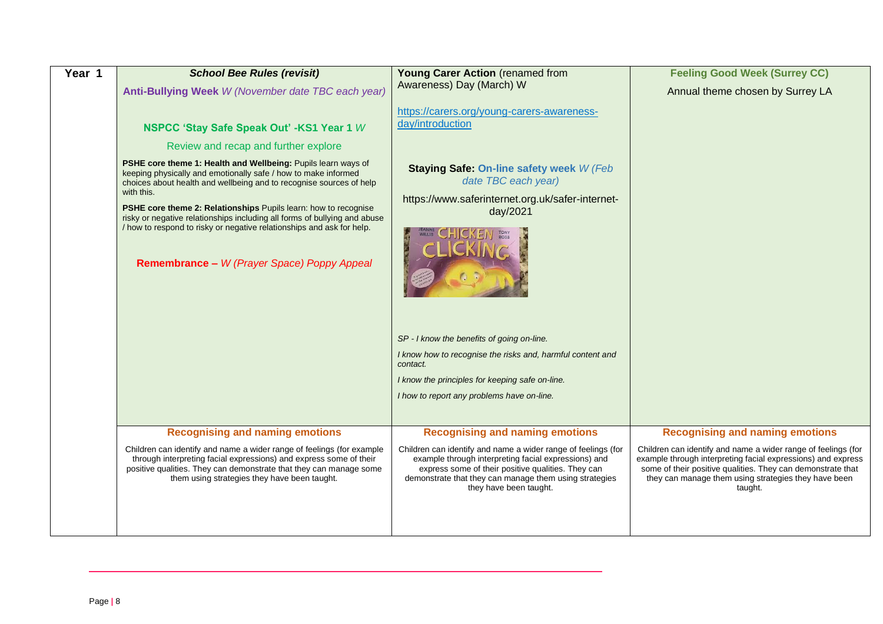| Year 1 | **_School Bee Rules (revisit)_**<br>**Anti-Bullying Week** _W (November date TBC each year)_<br><br>**NSPCC 'Stay Safe Speak Out' -KS1 Year 1** _W_<br>Review and recap and further explore<br><br>**PSHE core theme 1: Health and Wellbeing:** Pupils learn ways of keeping physically and emotionally safe / how to make informed choices about health and wellbeing and to recognise sources of help with this.<br><br>**PSHE core theme 2: Relationships** Pupils learn: how to recognise risky or negative relationships including all forms of bullying and abuse / how to respond to risky or negative relationships and ask for help.<br><br>**Remembrance –** _W (Prayer Space) Poppy Appeal_ | **Young Carer Action** (renamed from Awareness) Day (March) W<br><br>https://carers.org/young-carers-awareness-day/introduction<br><br>**Staying Safe: On-line safety week** _W (Feb date TBC each year)_<br><br>https://www.saferinternet.org.uk/safer-internet-day/2021<br><br>_SP - I know the benefits of going on-line._<br>_I know how to recognise the risks and, harmful content and contact._<br>_I know the principles for keeping safe on-line._<br>_I how to report any problems have on-line._ | **Feeling Good Week (Surrey CC)**<br>Annual theme chosen by Surrey LA |
|---|---|---|---|
| | **Recognising and naming emotions**<br>Children can identify and name a wider range of feelings (for example through interpreting facial expressions) and express some of their positive qualities. They can demonstrate that they can manage some them using strategies they have been taught. | **Recognising and naming emotions**<br>Children can identify and name a wider range of feelings (for example through interpreting facial expressions) and express some of their positive qualities. They can demonstrate that they can manage them using strategies they have been taught. | **Recognising and naming emotions**<br>Children can identify and name a wider range of feelings (for example through interpreting facial expressions) and express some of their positive qualities. They can demonstrate that they can manage them using strategies they have been taught. |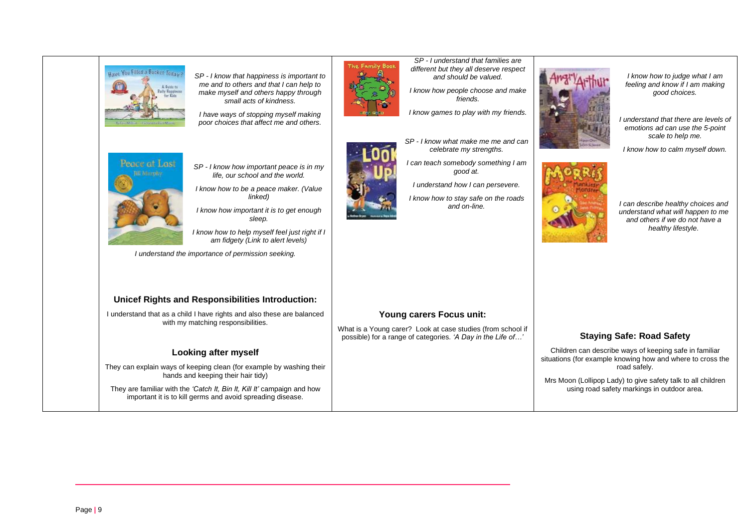| | | | |
|---|---|---|---|
| | *SP - I know that happiness is important to me and to others and that I can help to make myself and others happy through small acts of kindness.*<br><br>*I have ways of stopping myself making poor choices that affect me and others.*<br><br>*SP - I know how important peace is in my life, our school and the world.*<br><br>*I know how to be a peace maker. (Value linked)*<br><br>*I know how important it is to get enough sleep.*<br><br>*I know how to help myself feel just right if I am fidgety (Link to alert levels)*<br><br>*I understand the importance of permission seeking.*<br><br>**Unicef Rights and Responsibilities Introduction:**<br><br>I understand that as a child I have rights and also these are balanced with my matching responsibilities.<br><br>**Looking after myself**<br><br>They can explain ways of keeping clean (for example by washing their hands and keeping their hair tidy)<br><br>They are familiar with the *'Catch It, Bin It, Kill It'* campaign and how important it is to kill germs and avoid spreading disease. | *SP - I understand that families are different but they all deserve respect and should be valued.*<br><br>*I know how people choose and make friends.*<br><br>*I know games to play with my friends.*<br><br>*SP - I know what make me me and can celebrate my strengths.*<br><br>*I can teach somebody something I am good at.*<br><br>*I understand how I can persevere.*<br><br>*I know how to stay safe on the roads and on-line.*<br><br>**Young carers Focus unit:**<br><br>What is a Young carer? Look at case studies (from school if possible) for a range of categories. *'A Day in the Life of…'* | *I know how to judge what I am feeling and know if I am making good choices.*<br><br>*I understand that there are levels of emotions ad can use the 5-point scale to help me.*<br><br>*I know how to calm myself down.*<br><br>*I can describe healthy choices and understand what will happen to me and others if we do not have a healthy lifestyle.*<br><br>**Staying Safe: Road Safety**<br><br>Children can describe ways of keeping safe in familiar situations (for example knowing how and where to cross the road safely.<br><br>Mrs Moon (Lollipop Lady) to give safety talk to all children using road safety markings in outdoor area. |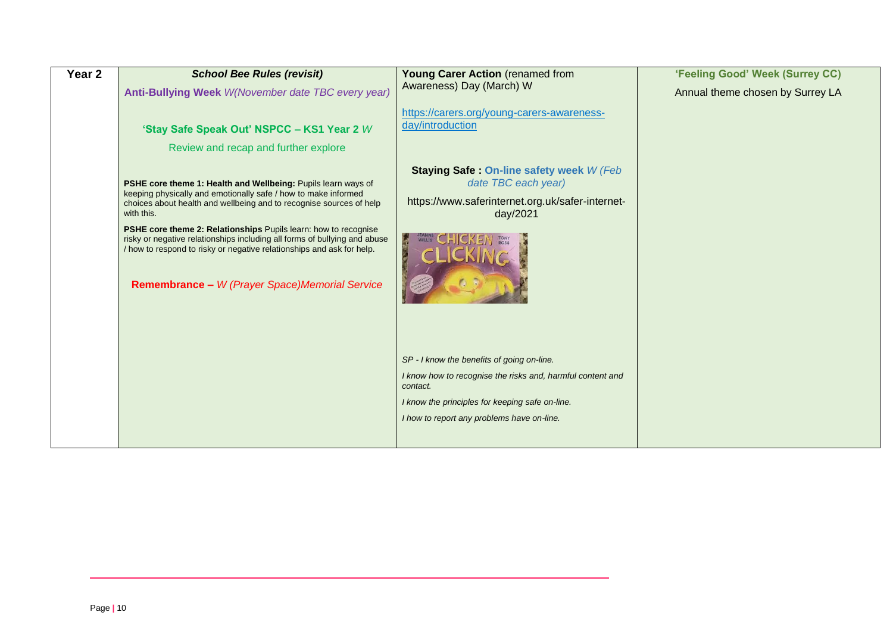| Year 2 | ***School Bee Rules (revisit)***<br><br>**Anti-Bullying Week** *W(November date TBC every year)*<br><br>**'Stay Safe Speak Out' NSPCC – KS1 Year 2** *W*<br><br>Review and recap and further explore<br><br>**PSHE core theme 1: Health and Wellbeing:** Pupils learn ways of keeping physically and emotionally safe / how to make informed choices about health and wellbeing and to recognise sources of help with this.<br><br>**PSHE core theme 2: Relationships** Pupils learn: how to recognise risky or negative relationships including all forms of bullying and abuse / how to respond to risky or negative relationships and ask for help.<br><br>**Remembrance –** *W (Prayer Space)Memorial Service* | **Young Carer Action** (renamed from Awareness) Day (March) W<br><br>https://carers.org/young-carers-awareness-day/introduction<br><br>**Staying Safe : On-line safety week** *W (Feb date TBC each year)*<br><br>https://www.saferinternet.org.uk/safer-internet-day/2021<br><br>*SP - I know the benefits of going on-line.*<br><br>*I know how to recognise the risks and, harmful content and contact.*<br><br>*I know the principles for keeping safe on-line.*<br><br>*I how to report any problems have on-line.* | **'Feeling Good' Week (Surrey CC)**<br><br>Annual theme chosen by Surrey LA |
|---|---|---|---|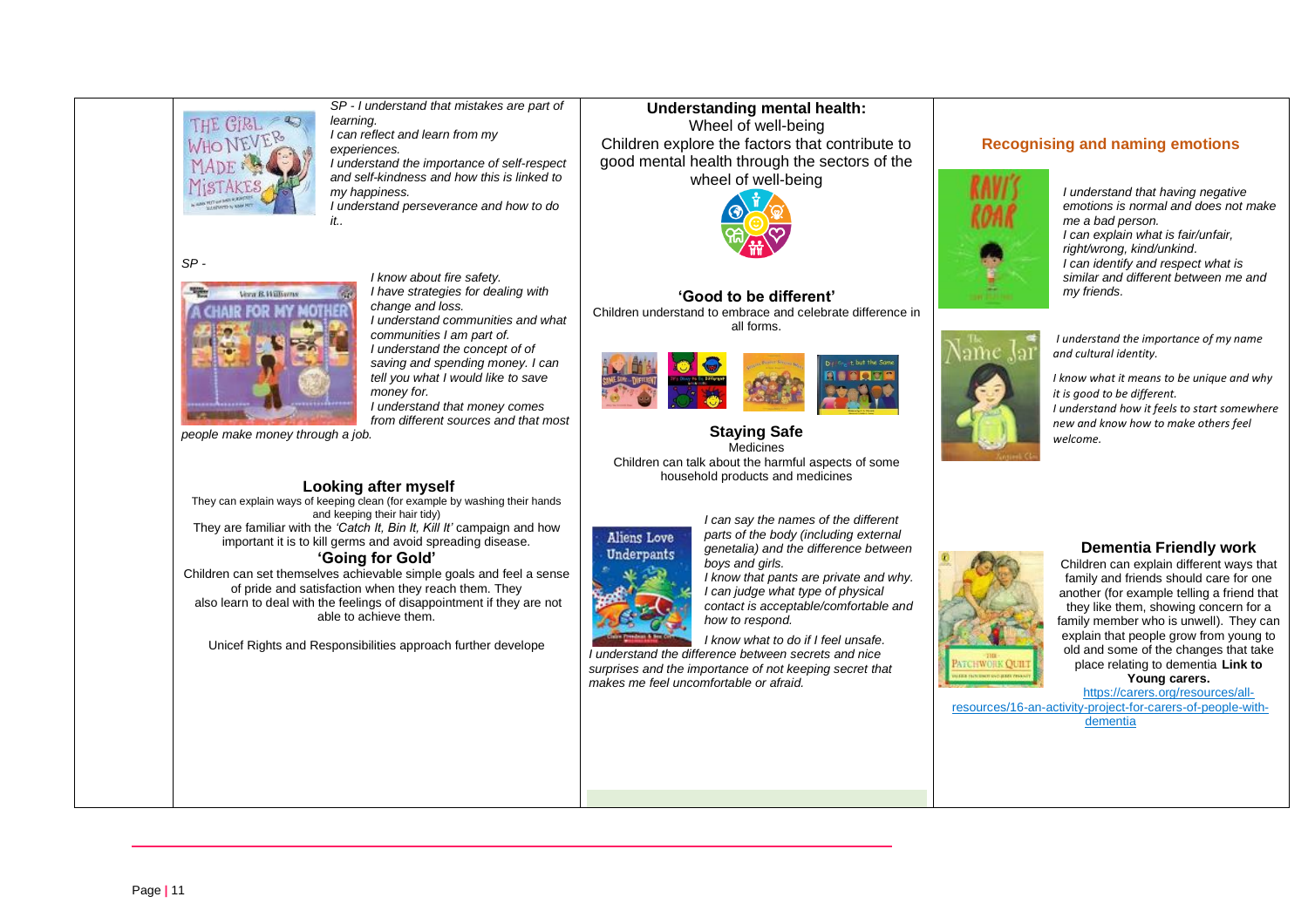*SP - I understand that mistakes are part of learning.*
*I can reflect and learn from my experiences.*
*I understand the importance of self-respect and self-kindness and how this is linked to my happiness.*
*I understand perseverance and how to do it..*

*SP -*

*I know about fire safety.*
*I have strategies for dealing with change and loss.*
*I understand communities and what communities I am part of.*
*I understand the concept of of saving and spending money. I can tell you what I would like to save money for.*
*I understand that money comes from different sources and that most people make money through a job.*

### Looking after myself

They can explain ways of keeping clean (for example by washing their hands and keeping their hair tidy)
They are familiar with the *'Catch It, Bin It, Kill It'* campaign and how important it is to kill germs and avoid spreading disease.

### 'Going for Gold'

Children can set themselves achievable simple goals and feel a sense of pride and satisfaction when they reach them. They also learn to deal with the feelings of disappointment if they are not able to achieve them.

Unicef Rights and Responsibilities approach further develope

### Understanding mental health:

Wheel of well-being
Children explore the factors that contribute to good mental health through the sectors of the wheel of well-being

### 'Good to be different'

Children understand to embrace and celebrate difference in all forms.

### Staying Safe

Medicines
Children can talk about the harmful aspects of some household products and medicines

*I can say the names of the different parts of the body (including external genetalia) and the difference between boys and girls.*
*I know that pants are private and why.*
*I can judge what type of physical contact is acceptable/comfortable and how to respond.*
*I know what to do if I feel unsafe.*
*I understand the difference between secrets and nice surprises and the importance of not keeping secret that makes me feel uncomfortable or afraid.*

### Recognising and naming emotions

*I understand that having negative emotions is normal and does not make me a bad person.*
*I can explain what is fair/unfair, right/wrong, kind/unkind.*
*I can identify and respect what is similar and different between me and my friends.*

*I understand the importance of my name and cultural identity.*
*I know what it means to be unique and why it is good to be different.*
*I understand how it feels to start somewhere new and know how to make others feel welcome.*

### Dementia Friendly work

Children can explain different ways that family and friends should care for one another (for example telling a friend that they like them, showing concern for a family member who is unwell). They can explain that people grow from young to old and some of the changes that take place relating to dementia **Link to Young carers.**
https://carers.org/resources/all-resources/16-an-activity-project-for-carers-of-people-with-dementia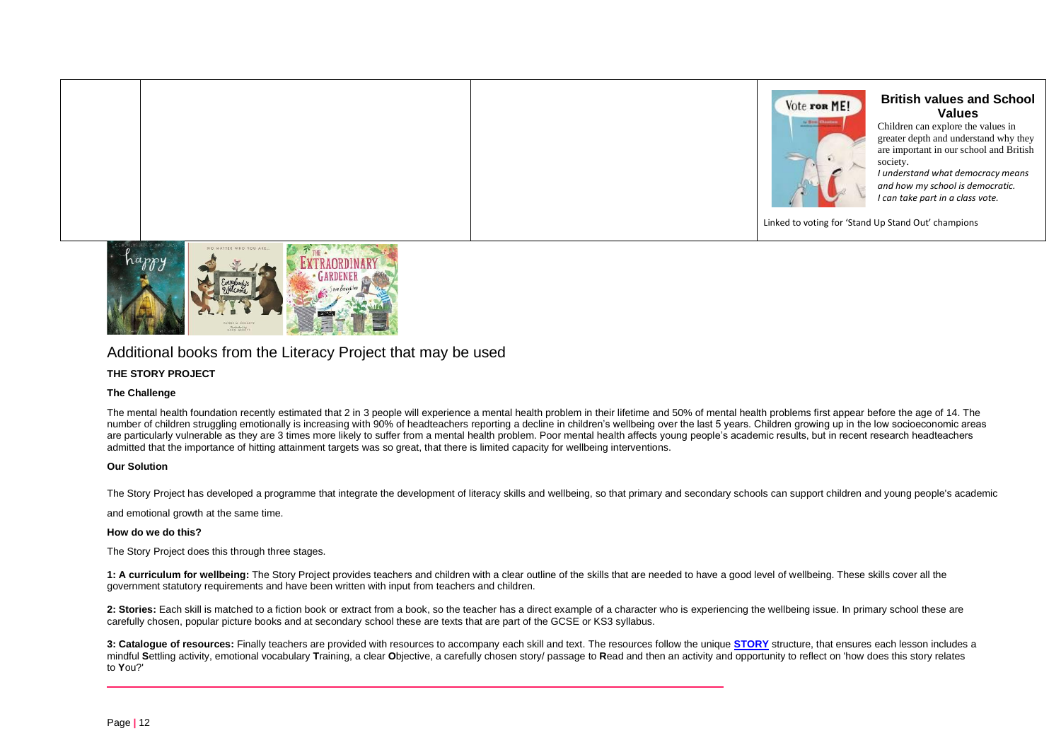|  |  |  | **British values and School Values**<br>Children can explore the values in greater depth and understand why they are important in our school and British society.<br>*I understand what democracy means and how my school is democratic.*<br>*I can take part in a class vote.*<br><br>Linked to voting for 'Stand Up Stand Out' champions |
|---|---|---|---|

## Additional books from the Literacy Project that may be used

**THE STORY PROJECT**

**The Challenge**

The mental health foundation recently estimated that 2 in 3 people will experience a mental health problem in their lifetime and 50% of mental health problems first appear before the age of 14. The number of children struggling emotionally is increasing with 90% of headteachers reporting a decline in children's wellbeing over the last 5 years. Children growing up in the low socioeconomic areas are particularly vulnerable as they are 3 times more likely to suffer from a mental health problem. Poor mental health affects young people's academic results, but in recent research headteachers admitted that the importance of hitting attainment targets was so great, that there is limited capacity for wellbeing interventions.

**Our Solution**

The Story Project has developed a programme that integrate the development of literacy skills and wellbeing, so that primary and secondary schools can support children and young people's academic and emotional growth at the same time.

**How do we do this?**

The Story Project does this through three stages.

**1: A curriculum for wellbeing:** The Story Project provides teachers and children with a clear outline of the skills that are needed to have a good level of wellbeing. These skills cover all the government statutory requirements and have been written with input from teachers and children.

**2: Stories:** Each skill is matched to a fiction book or extract from a book, so the teacher has a direct example of a character who is experiencing the wellbeing issue. In primary school these are carefully chosen, popular picture books and at secondary school these are texts that are part of the GCSE or KS3 syllabus.

**3: Catalogue of resources:** Finally teachers are provided with resources to accompany each skill and text. The resources follow the unique **STORY** structure, that ensures each lesson includes a mindful **S**ettling activity, emotional vocabulary **T**raining, a clear **O**bjective, a carefully chosen story/ passage to **R**ead and then an activity and opportunity to reflect on 'how does this story relates to **Y**ou?'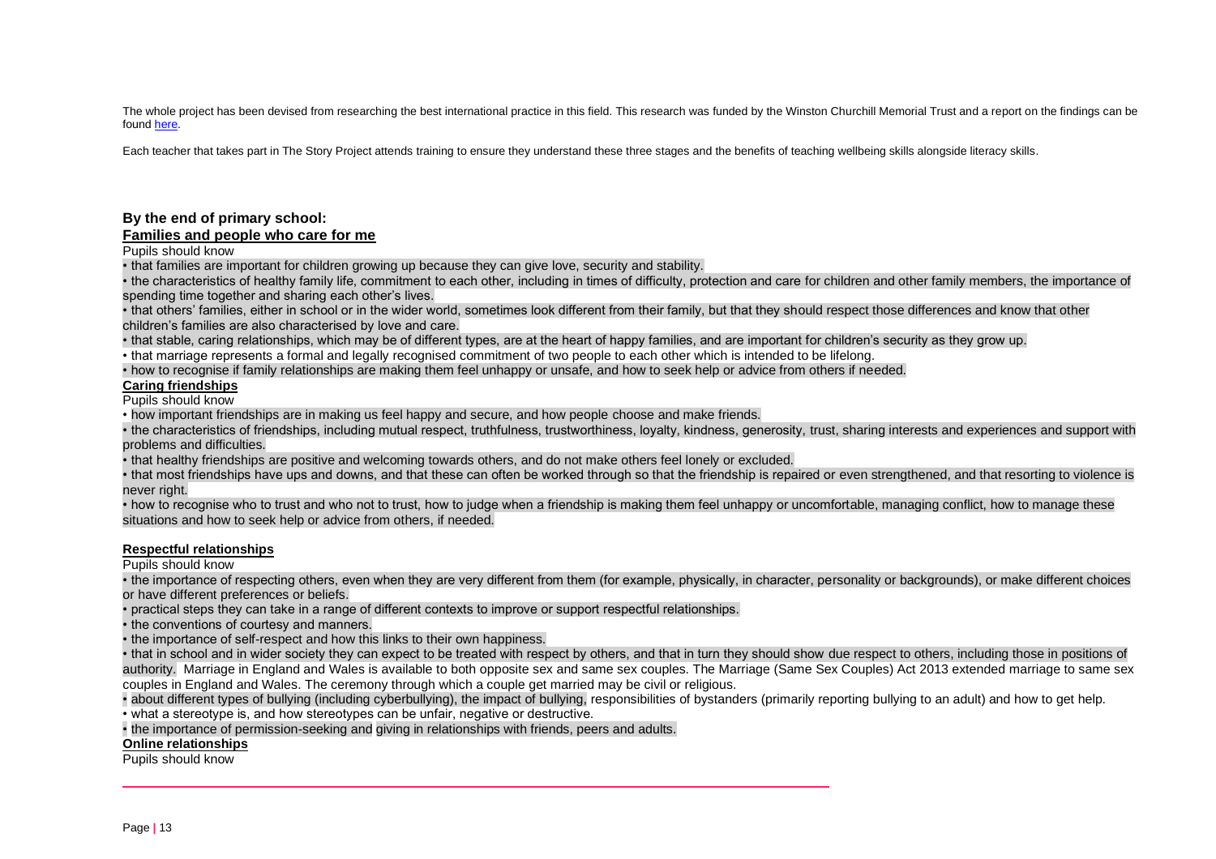The whole project has been devised from researching the best international practice in this field. This research was funded by the Winston Churchill Memorial Trust and a report on the findings can be found here.

Each teacher that takes part in The Story Project attends training to ensure they understand these three stages and the benefits of teaching wellbeing skills alongside literacy skills.

### By the end of primary school:

**Families and people who care for me**

Pupils should know

- that families are important for children growing up because they can give love, security and stability.
- the characteristics of healthy family life, commitment to each other, including in times of difficulty, protection and care for children and other family members, the importance of spending time together and sharing each other's lives.
- that others' families, either in school or in the wider world, sometimes look different from their family, but that they should respect those differences and know that other children's families are also characterised by love and care.
- that stable, caring relationships, which may be of different types, are at the heart of happy families, and are important for children's security as they grow up.
- that marriage represents a formal and legally recognised commitment of two people to each other which is intended to be lifelong.
- how to recognise if family relationships are making them feel unhappy or unsafe, and how to seek help or advice from others if needed.

**Caring friendships**

Pupils should know

- how important friendships are in making us feel happy and secure, and how people choose and make friends.
- the characteristics of friendships, including mutual respect, truthfulness, trustworthiness, loyalty, kindness, generosity, trust, sharing interests and experiences and support with problems and difficulties.
- that healthy friendships are positive and welcoming towards others, and do not make others feel lonely or excluded.
- that most friendships have ups and downs, and that these can often be worked through so that the friendship is repaired or even strengthened, and that resorting to violence is never right.
- how to recognise who to trust and who not to trust, how to judge when a friendship is making them feel unhappy or uncomfortable, managing conflict, how to manage these situations and how to seek help or advice from others, if needed.

**Respectful relationships**

Pupils should know

- the importance of respecting others, even when they are very different from them (for example, physically, in character, personality or backgrounds), or make different choices or have different preferences or beliefs.
- practical steps they can take in a range of different contexts to improve or support respectful relationships.
- the conventions of courtesy and manners.
- the importance of self-respect and how this links to their own happiness.
- that in school and in wider society they can expect to be treated with respect by others, and that in turn they should show due respect to others, including those in positions of authority. Marriage in England and Wales is available to both opposite sex and same sex couples. The Marriage (Same Sex Couples) Act 2013 extended marriage to same sex couples in England and Wales. The ceremony through which a couple get married may be civil or religious.
- about different types of bullying (including cyberbullying), the impact of bullying, responsibilities of bystanders (primarily reporting bullying to an adult) and how to get help.
- what a stereotype is, and how stereotypes can be unfair, negative or destructive.
- the importance of permission-seeking and giving in relationships with friends, peers and adults.

**Online relationships**

Pupils should know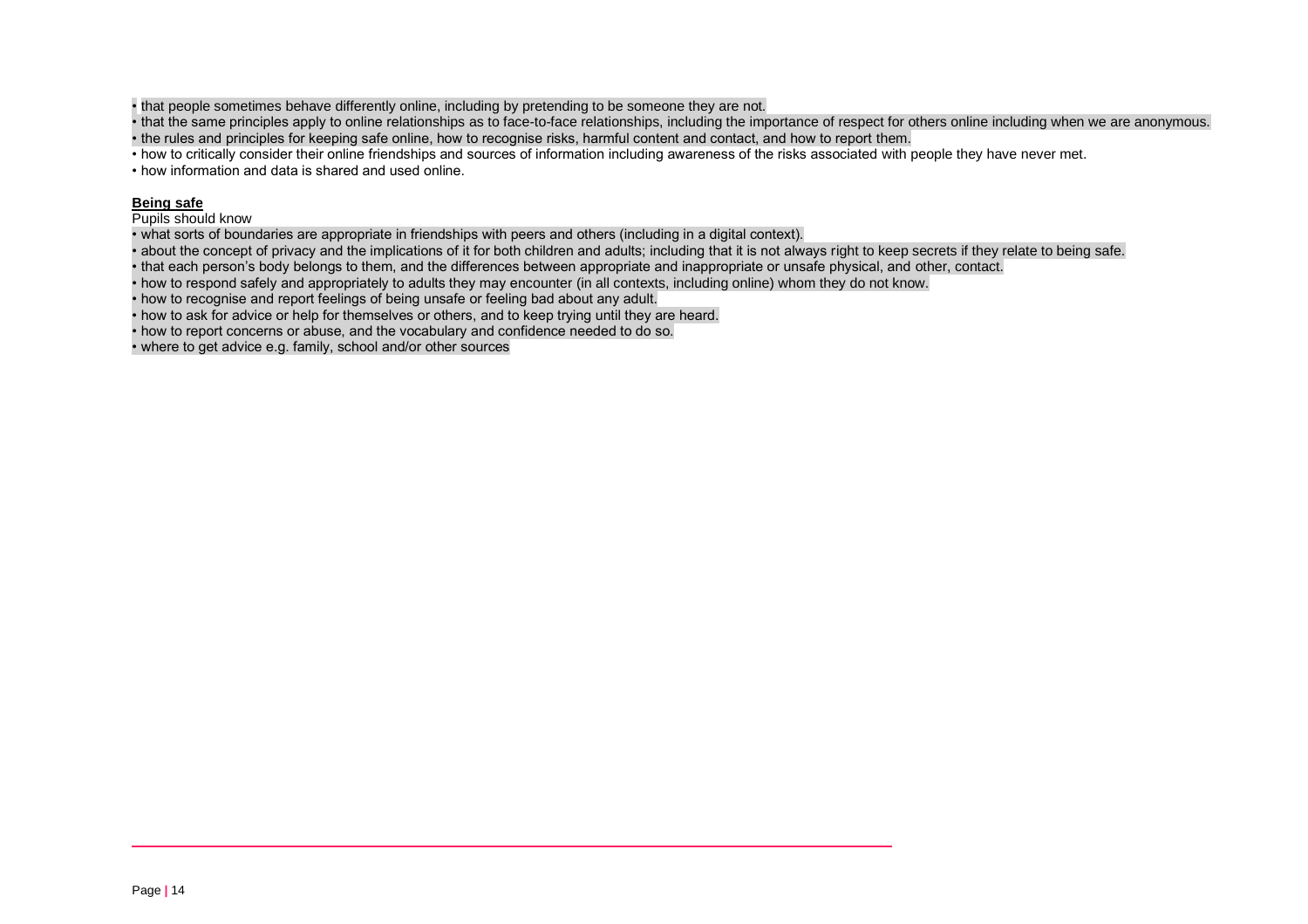- that people sometimes behave differently online, including by pretending to be someone they are not.
- that the same principles apply to online relationships as to face-to-face relationships, including the importance of respect for others online including when we are anonymous.
- the rules and principles for keeping safe online, how to recognise risks, harmful content and contact, and how to report them.
- how to critically consider their online friendships and sources of information including awareness of the risks associated with people they have never met.
- how information and data is shared and used online.

**Being safe**

Pupils should know

- what sorts of boundaries are appropriate in friendships with peers and others (including in a digital context).
- about the concept of privacy and the implications of it for both children and adults; including that it is not always right to keep secrets if they relate to being safe.
- that each person's body belongs to them, and the differences between appropriate and inappropriate or unsafe physical, and other, contact.
- how to respond safely and appropriately to adults they may encounter (in all contexts, including online) whom they do not know.
- how to recognise and report feelings of being unsafe or feeling bad about any adult.
- how to ask for advice or help for themselves or others, and to keep trying until they are heard.
- how to report concerns or abuse, and the vocabulary and confidence needed to do so.
- where to get advice e.g. family, school and/or other sources